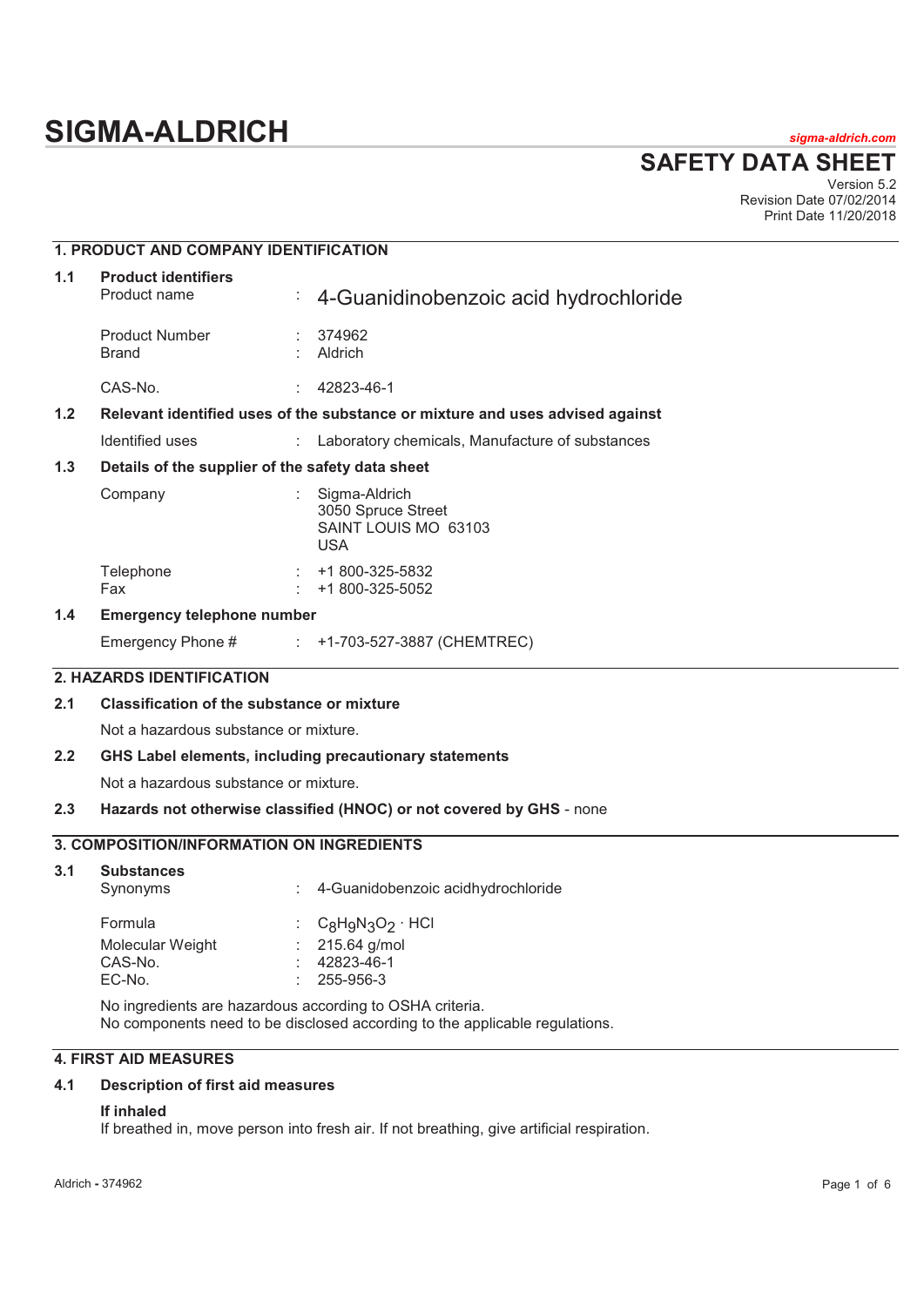# SIGMA-ALDRICH

*sigma-aldrich.com*

## SAFETY DATA SHEET

Version 5.2
Revision Date 07/02/2014
Print Date 11/20/2018

## 1. PRODUCT AND COMPANY IDENTIFICATION

### 1.1 Product identifiers

| | | |
|---|---|---|
| Product name | : | 4-Guanidinobenzoic acid hydrochloride |
| Product Number | : | 374962 |
| Brand | : | Aldrich |
| CAS-No. | : | 42823-46-1 |

### 1.2 Relevant identified uses of the substance or mixture and uses advised against

| | | |
|---|---|---|
| Identified uses | : | Laboratory chemicals, Manufacture of substances |

### 1.3 Details of the supplier of the safety data sheet

| | | |
|---|---|---|
| Company | : | Sigma-Aldrich<br>3050 Spruce Street<br>SAINT LOUIS MO 63103<br>USA |
| Telephone | : | +1 800-325-5832 |
| Fax | : | +1 800-325-5052 |

### 1.4 Emergency telephone number

| | | |
|---|---|---|
| Emergency Phone # | : | +1-703-527-3887 (CHEMTREC) |

## 2. HAZARDS IDENTIFICATION

### 2.1 Classification of the substance or mixture

Not a hazardous substance or mixture.

### 2.2 GHS Label elements, including precautionary statements

Not a hazardous substance or mixture.

### 2.3 Hazards not otherwise classified (HNOC) or not covered by GHS - none

## 3. COMPOSITION/INFORMATION ON INGREDIENTS

### 3.1 Substances

| | | |
|---|---|---|
| Synonyms | : | 4-Guanidobenzoic acidhydrochloride |
| Formula | : | $C_8H_9N_3O_2 \cdot HCl$ |
| Molecular Weight | : | 215.64 g/mol |
| CAS-No. | : | 42823-46-1 |
| EC-No. | : | 255-956-3 |

No ingredients are hazardous according to OSHA criteria.
No components need to be disclosed according to the applicable regulations.

## 4. FIRST AID MEASURES

### 4.1 Description of first aid measures

**If inhaled**
If breathed in, move person into fresh air. If not breathing, give artificial respiration.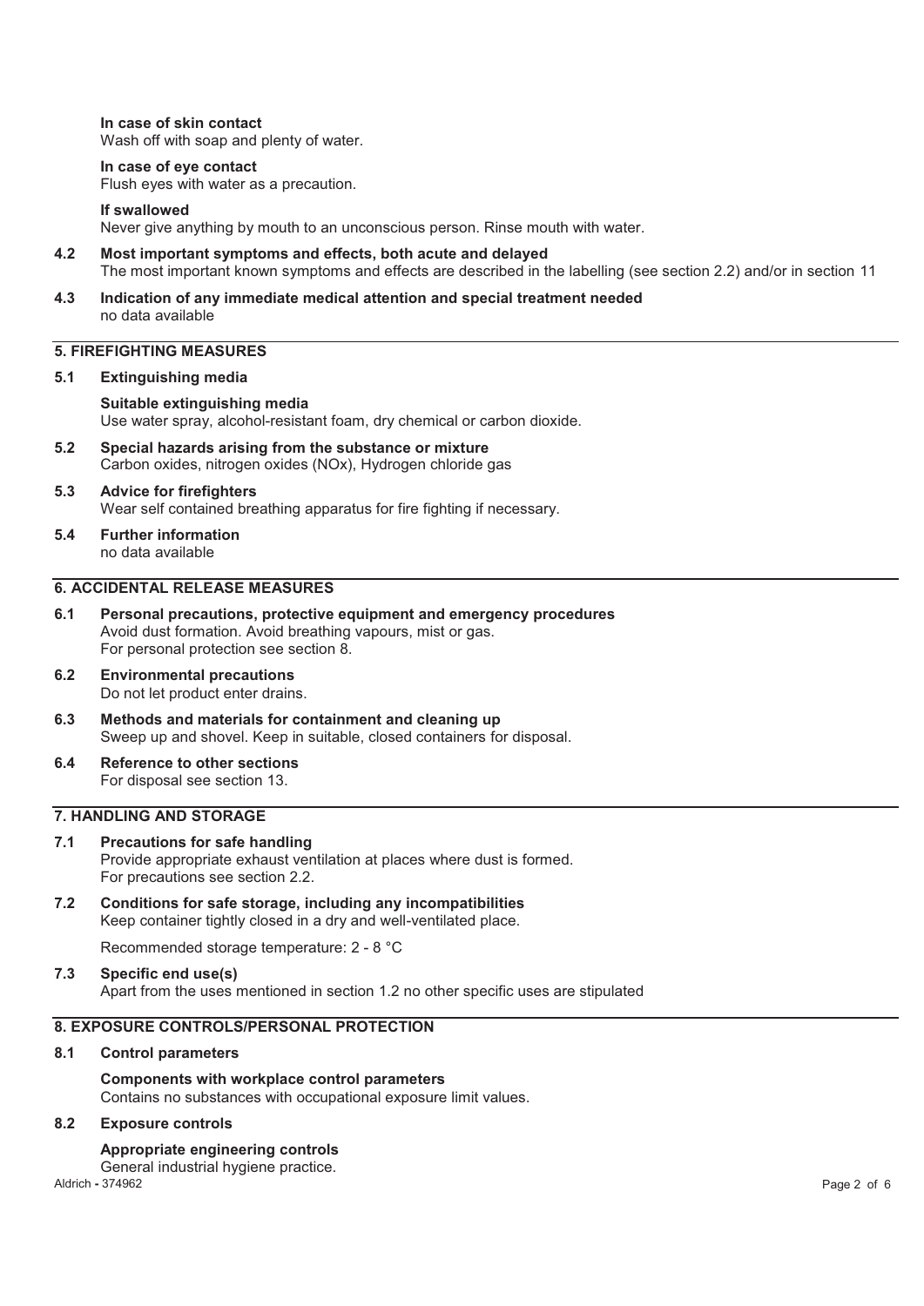**In case of skin contact**
Wash off with soap and plenty of water.

**In case of eye contact**
Flush eyes with water as a precaution.

**If swallowed**
Never give anything by mouth to an unconscious person. Rinse mouth with water.

**4.2 Most important symptoms and effects, both acute and delayed**
The most important known symptoms and effects are described in the labelling (see section 2.2) and/or in section 11

**4.3 Indication of any immediate medical attention and special treatment needed**
no data available

## 5. FIREFIGHTING MEASURES

**5.1 Extinguishing media**

**Suitable extinguishing media**
Use water spray, alcohol-resistant foam, dry chemical or carbon dioxide.

**5.2 Special hazards arising from the substance or mixture**
Carbon oxides, nitrogen oxides (NOx), Hydrogen chloride gas

**5.3 Advice for firefighters**
Wear self contained breathing apparatus for fire fighting if necessary.

**5.4 Further information**
no data available

## 6. ACCIDENTAL RELEASE MEASURES

**6.1 Personal precautions, protective equipment and emergency procedures**
Avoid dust formation. Avoid breathing vapours, mist or gas.
For personal protection see section 8.

**6.2 Environmental precautions**
Do not let product enter drains.

**6.3 Methods and materials for containment and cleaning up**
Sweep up and shovel. Keep in suitable, closed containers for disposal.

**6.4 Reference to other sections**
For disposal see section 13.

## 7. HANDLING AND STORAGE

**7.1 Precautions for safe handling**
Provide appropriate exhaust ventilation at places where dust is formed.
For precautions see section 2.2.

**7.2 Conditions for safe storage, including any incompatibilities**
Keep container tightly closed in a dry and well-ventilated place.

Recommended storage temperature: 2 - 8 °C

**7.3 Specific end use(s)**
Apart from the uses mentioned in section 1.2 no other specific uses are stipulated

## 8. EXPOSURE CONTROLS/PERSONAL PROTECTION

**8.1 Control parameters**

**Components with workplace control parameters**
Contains no substances with occupational exposure limit values.

**8.2 Exposure controls**

**Appropriate engineering controls**
General industrial hygiene practice.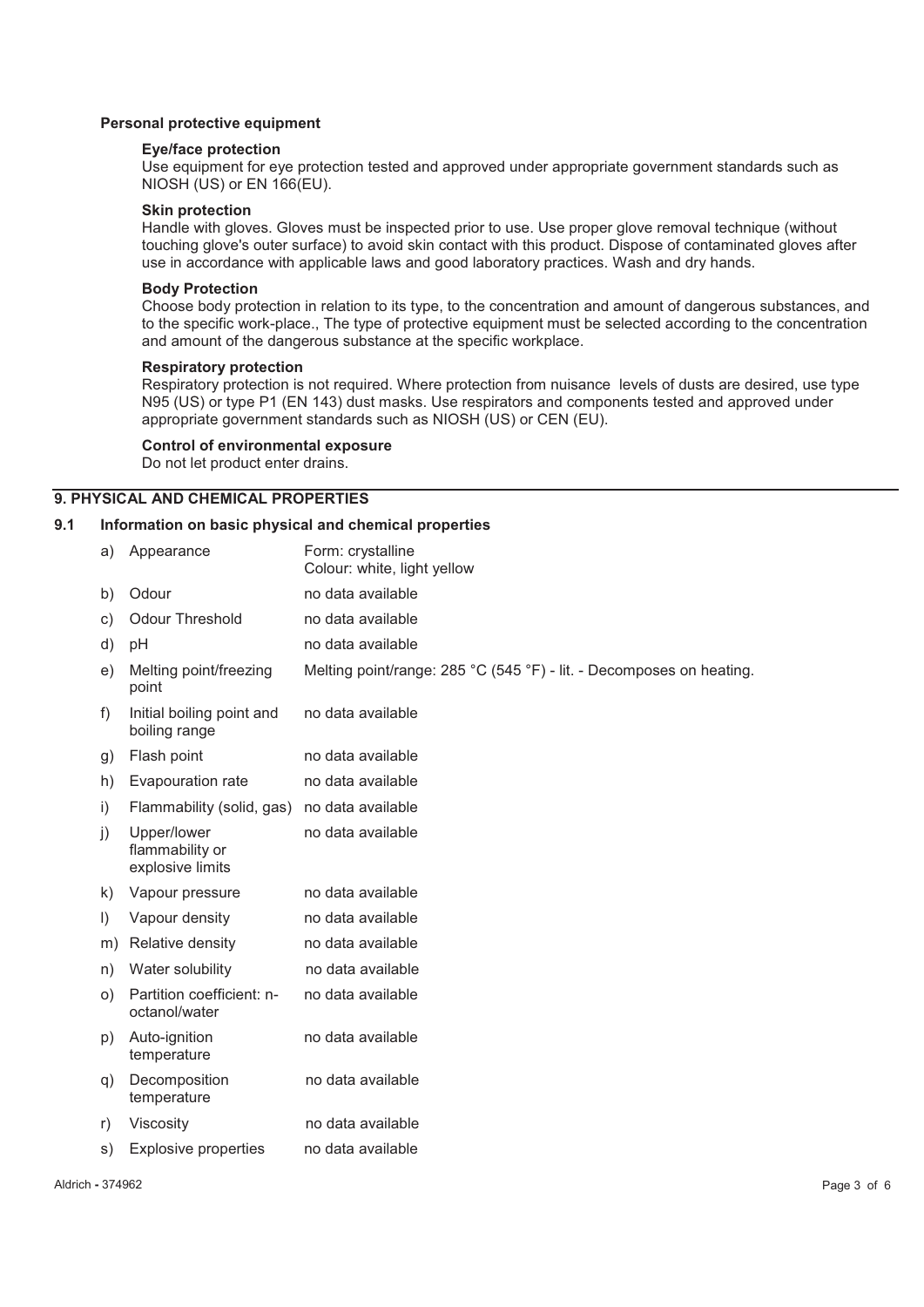### Personal protective equipment

#### Eye/face protection

Use equipment for eye protection tested and approved under appropriate government standards such as NIOSH (US) or EN 166(EU).

#### Skin protection

Handle with gloves. Gloves must be inspected prior to use. Use proper glove removal technique (without touching glove's outer surface) to avoid skin contact with this product. Dispose of contaminated gloves after use in accordance with applicable laws and good laboratory practices. Wash and dry hands.

#### Body Protection

Choose body protection in relation to its type, to the concentration and amount of dangerous substances, and to the specific work-place., The type of protective equipment must be selected according to the concentration and amount of the dangerous substance at the specific workplace.

#### Respiratory protection

Respiratory protection is not required. Where protection from nuisance levels of dusts are desired, use type N95 (US) or type P1 (EN 143) dust masks. Use respirators and components tested and approved under appropriate government standards such as NIOSH (US) or CEN (EU).

#### Control of environmental exposure

Do not let product enter drains.

## 9. PHYSICAL AND CHEMICAL PROPERTIES

### 9.1 Information on basic physical and chemical properties

| | Property | Value |
|---|---|---|
| a) | Appearance | Form: crystalline<br>Colour: white, light yellow |
| b) | Odour | no data available |
| c) | Odour Threshold | no data available |
| d) | pH | no data available |
| e) | Melting point/freezing point | Melting point/range: 285 °C (545 °F) - lit. - Decomposes on heating. |
| f) | Initial boiling point and boiling range | no data available |
| g) | Flash point | no data available |
| h) | Evapouration rate | no data available |
| i) | Flammability (solid, gas) | no data available |
| j) | Upper/lower flammability or explosive limits | no data available |
| k) | Vapour pressure | no data available |
| l) | Vapour density | no data available |
| m) | Relative density | no data available |
| n) | Water solubility | no data available |
| o) | Partition coefficient: n-octanol/water | no data available |
| p) | Auto-ignition temperature | no data available |
| q) | Decomposition temperature | no data available |
| r) | Viscosity | no data available |
| s) | Explosive properties | no data available |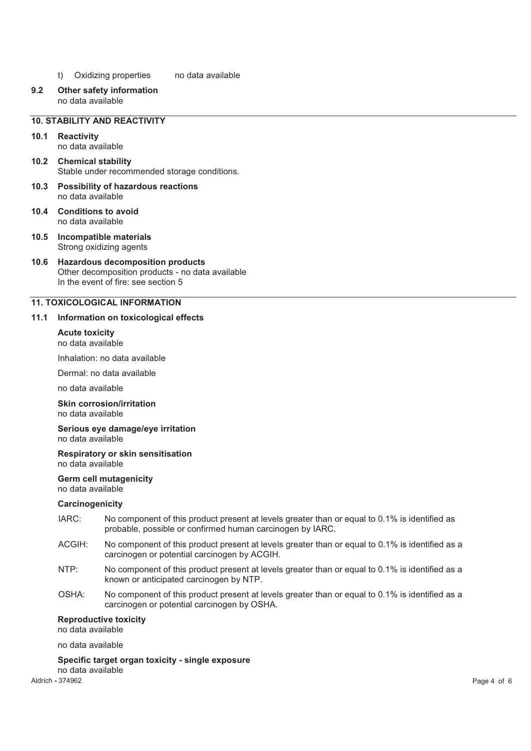t) Oxidizing properties no data available

**9.2 Other safety information**
no data available

## 10. STABILITY AND REACTIVITY

**10.1 Reactivity**
no data available

**10.2 Chemical stability**
Stable under recommended storage conditions.

**10.3 Possibility of hazardous reactions**
no data available

**10.4 Conditions to avoid**
no data available

**10.5 Incompatible materials**
Strong oxidizing agents

**10.6 Hazardous decomposition products**
Other decomposition products - no data available
In the event of fire: see section 5

## 11. TOXICOLOGICAL INFORMATION

**11.1 Information on toxicological effects**

**Acute toxicity**
no data available

Inhalation: no data available

Dermal: no data available

no data available

**Skin corrosion/irritation**
no data available

**Serious eye damage/eye irritation**
no data available

**Respiratory or skin sensitisation**
no data available

**Germ cell mutagenicity**
no data available

**Carcinogenicity**

IARC: No component of this product present at levels greater than or equal to 0.1% is identified as probable, possible or confirmed human carcinogen by IARC.

ACGIH: No component of this product present at levels greater than or equal to 0.1% is identified as a carcinogen or potential carcinogen by ACGIH.

NTP: No component of this product present at levels greater than or equal to 0.1% is identified as a known or anticipated carcinogen by NTP.

OSHA: No component of this product present at levels greater than or equal to 0.1% is identified as a carcinogen or potential carcinogen by OSHA.

**Reproductive toxicity**
no data available

no data available

**Specific target organ toxicity - single exposure**
no data available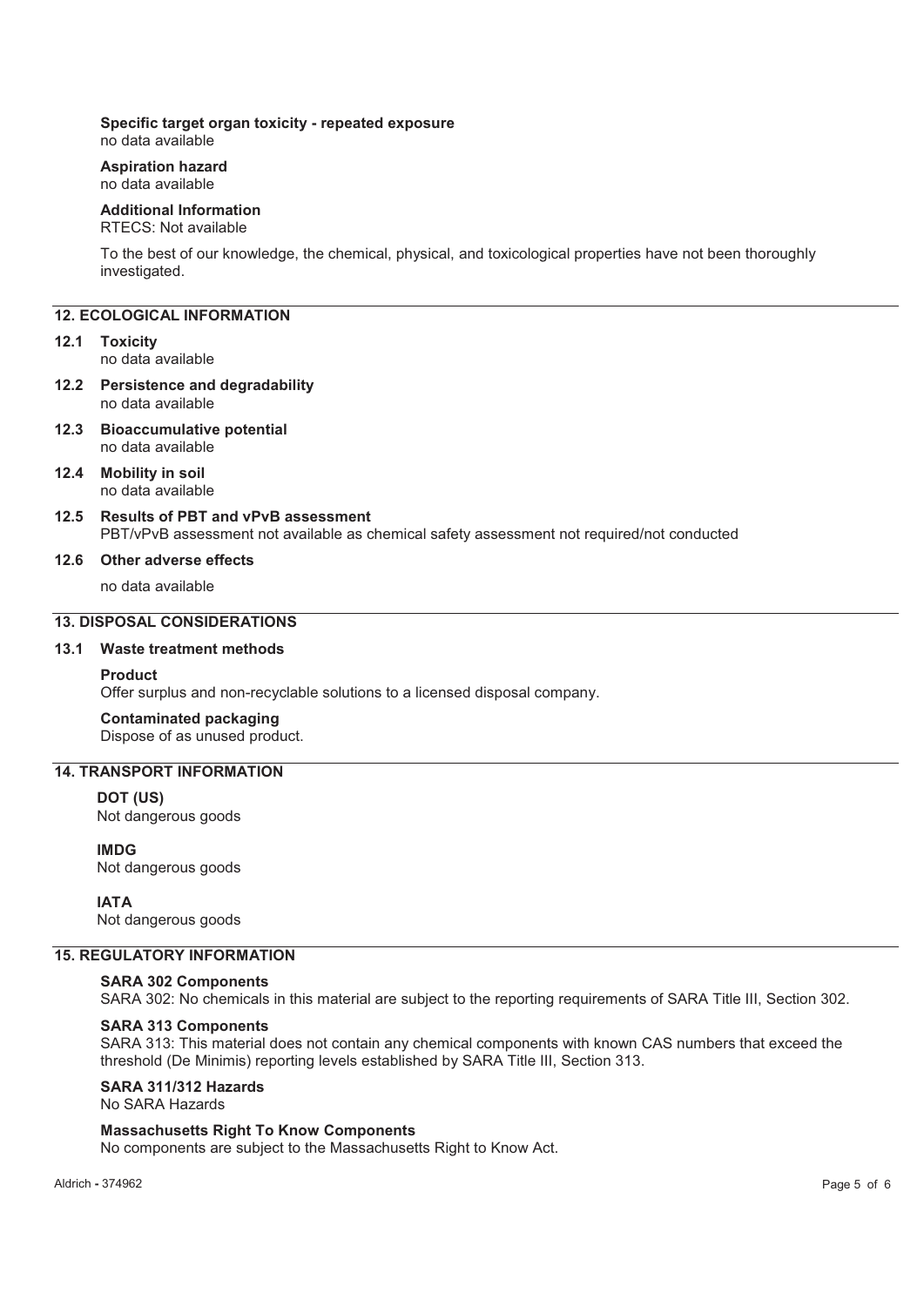**Specific target organ toxicity - repeated exposure**
no data available

**Aspiration hazard**
no data available

**Additional Information**
RTECS: Not available

To the best of our knowledge, the chemical, physical, and toxicological properties have not been thoroughly investigated.

## 12. ECOLOGICAL INFORMATION

### 12.1 Toxicity
no data available

### 12.2 Persistence and degradability
no data available

### 12.3 Bioaccumulative potential
no data available

### 12.4 Mobility in soil
no data available

### 12.5 Results of PBT and vPvB assessment
PBT/vPvB assessment not available as chemical safety assessment not required/not conducted

### 12.6 Other adverse effects
no data available

## 13. DISPOSAL CONSIDERATIONS

### 13.1 Waste treatment methods

**Product**
Offer surplus and non-recyclable solutions to a licensed disposal company.

**Contaminated packaging**
Dispose of as unused product.

## 14. TRANSPORT INFORMATION

**DOT (US)**
Not dangerous goods

**IMDG**
Not dangerous goods

**IATA**
Not dangerous goods

## 15. REGULATORY INFORMATION

**SARA 302 Components**
SARA 302: No chemicals in this material are subject to the reporting requirements of SARA Title III, Section 302.

**SARA 313 Components**
SARA 313: This material does not contain any chemical components with known CAS numbers that exceed the threshold (De Minimis) reporting levels established by SARA Title III, Section 313.

**SARA 311/312 Hazards**
No SARA Hazards

**Massachusetts Right To Know Components**
No components are subject to the Massachusetts Right to Know Act.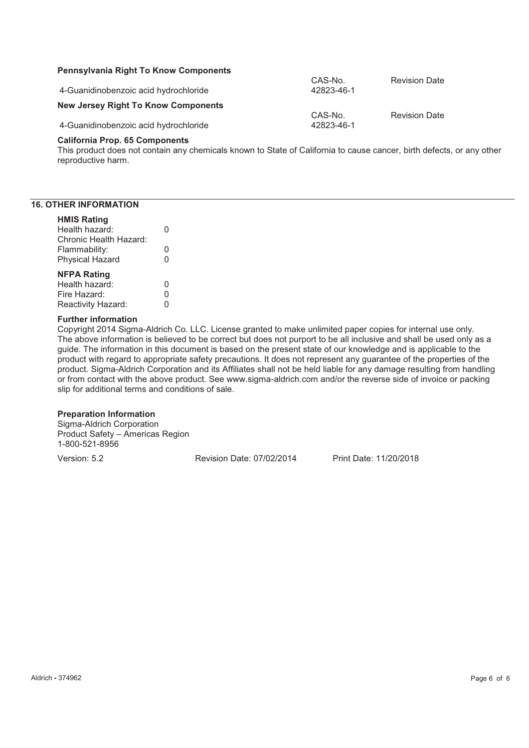**Pennsylvania Right To Know Components**

| | CAS-No. | Revision Date |
|---|---|---|
| 4-Guanidinobenzoic acid hydrochloride | 42823-46-1 | |

**New Jersey Right To Know Components**

| | CAS-No. | Revision Date |
|---|---|---|
| 4-Guanidinobenzoic acid hydrochloride | 42823-46-1 | |

**California Prop. 65 Components**

This product does not contain any chemicals known to State of California to cause cancer, birth defects, or any other reproductive harm.

## 16. OTHER INFORMATION

**HMIS Rating**

| | |
|---|---|
| Health hazard: | 0 |
| Chronic Health Hazard: | |
| Flammability: | 0 |
| Physical Hazard | 0 |

**NFPA Rating**

| | |
|---|---|
| Health hazard: | 0 |
| Fire Hazard: | 0 |
| Reactivity Hazard: | 0 |

**Further information**

Copyright 2014 Sigma-Aldrich Co. LLC. License granted to make unlimited paper copies for internal use only.
The above information is believed to be correct but does not purport to be all inclusive and shall be used only as a guide. The information in this document is based on the present state of our knowledge and is applicable to the product with regard to appropriate safety precautions. It does not represent any guarantee of the properties of the product. Sigma-Aldrich Corporation and its Affiliates shall not be held liable for any damage resulting from handling or from contact with the above product. See www.sigma-aldrich.com and/or the reverse side of invoice or packing slip for additional terms and conditions of sale.

**Preparation Information**

Sigma-Aldrich Corporation
Product Safety – Americas Region
1-800-521-8956

Version: 5.2 Revision Date: 07/02/2014 Print Date: 11/20/2018